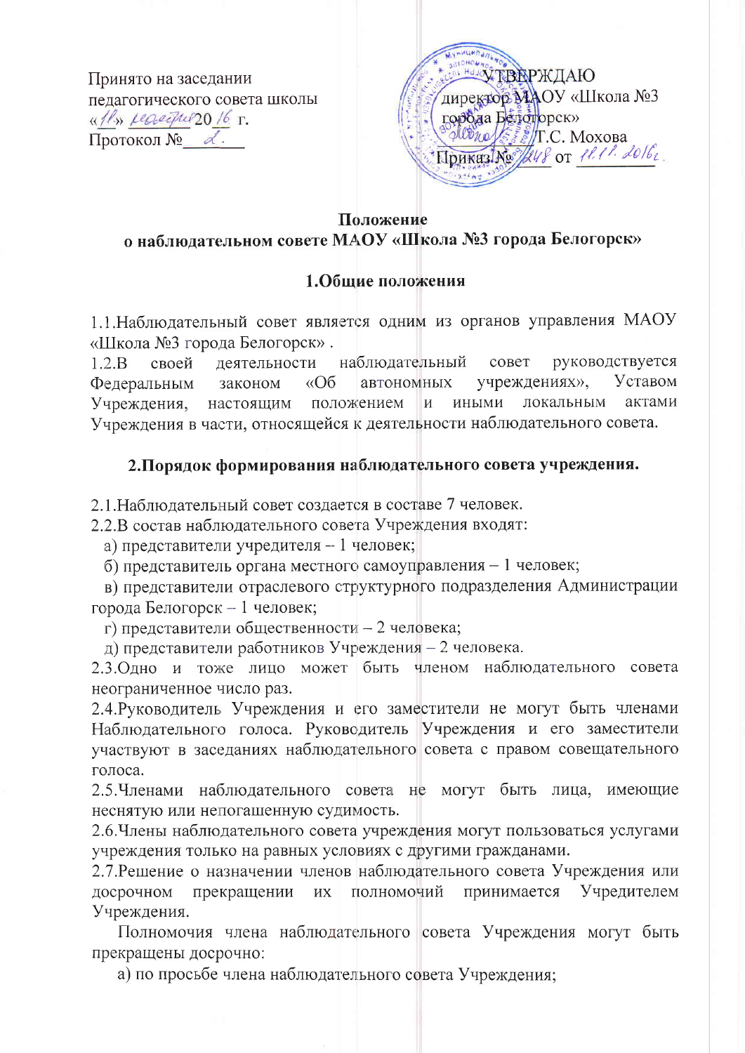Принято на заседании
педагогического совета школы
«18» ноября 2016 г.
Протокол № 2.

УТВЕРЖДАЮ
директор МАОУ «Школа №3
города Белогорск»
_______ Т.С. Мохова
Приказ № 248 от 18.11.2016г.

**Положение**
**о наблюдательном совете МАОУ «Школа №3 города Белогорск»**

**1.Общие положения**

1.1.Наблюдательный совет является одним из органов управления МАОУ «Школа №3 города Белогорск» .

1.2.В своей деятельности наблюдательный совет руководствуется Федеральным законом «Об автономных учреждениях», Уставом Учреждения, настоящим положением и иными локальным актами Учреждения в части, относящейся к деятельности наблюдательного совета.

**2.Порядок формирования наблюдательного совета учреждения.**

2.1.Наблюдательный совет создается в составе 7 человек.

2.2.В состав наблюдательного совета Учреждения входят:

а) представители учредителя – 1 человек;

б) представитель органа местного самоуправления – 1 человек;

в) представители отраслевого структурного подразделения Администрации города Белогорск – 1 человек;

г) представители общественности – 2 человека;

д) представители работников Учреждения – 2 человека.

2.3.Одно и тоже лицо может быть членом наблюдательного совета неограниченное число раз.

2.4.Руководитель Учреждения и его заместители не могут быть членами Наблюдательного голоса. Руководитель Учреждения и его заместители участвуют в заседаниях наблюдательного совета с правом совещательного голоса.

2.5.Членами наблюдательного совета не могут быть лица, имеющие неснятую или непогашенную судимость.

2.6.Члены наблюдательного совета учреждения могут пользоваться услугами учреждения только на равных условиях с другими гражданами.

2.7.Решение о назначении членов наблюдательного совета Учреждения или досрочном прекращении их полномочий принимается Учредителем Учреждения.

Полномочия члена наблюдательного совета Учреждения могут быть прекращены досрочно:

а) по просьбе члена наблюдательного совета Учреждения;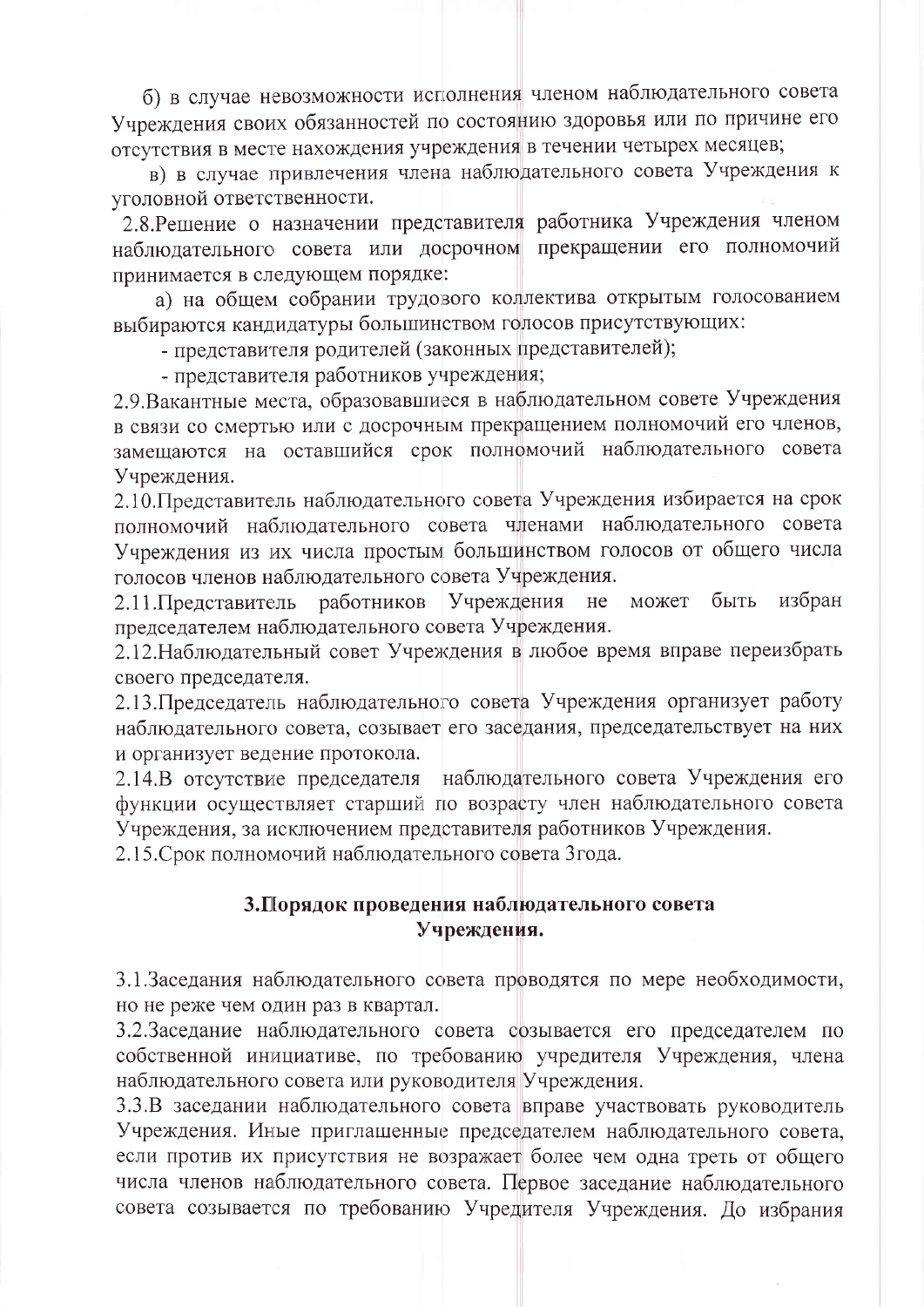б) в случае невозможности исполнения членом наблюдательного совета Учреждения своих обязанностей по состоянию здоровья или по причине его отсутствия в месте нахождения учреждения в течении четырех месяцев;

в) в случае привлечения члена наблюдательного совета Учреждения к уголовной ответственности.

2.8.Решение о назначении представителя работника Учреждения членом наблюдательного совета или досрочном прекращении его полномочий принимается в следующем порядке:

а) на общем собрании трудового коллектива открытым голосованием выбираются кандидатуры большинством голосов присутствующих:

- представителя родителей (законных представителей);
- представителя работников учреждения;

2.9.Вакантные места, образовавшиеся в наблюдательном совете Учреждения в связи со смертью или с досрочным прекращением полномочий его членов, замещаются на оставшийся срок полномочий наблюдательного совета Учреждения.

2.10.Представитель наблюдательного совета Учреждения избирается на срок полномочий наблюдательного совета членами наблюдательного совета Учреждения из их числа простым большинством голосов от общего числа голосов членов наблюдательного совета Учреждения.

2.11.Представитель работников Учреждения не может быть избран председателем наблюдательного совета Учреждения.

2.12.Наблюдательный совет Учреждения в любое время вправе переизбрать своего председателя.

2.13.Председатель наблюдательного совета Учреждения организует работу наблюдательного совета, созывает его заседания, председательствует на них и организует ведение протокола.

2.14.В отсутствие председателя наблюдательного совета Учреждения его функции осуществляет старший по возрасту член наблюдательного совета Учреждения, за исключением представителя работников Учреждения.

2.15.Срок полномочий наблюдательного совета 3года.

## 3.Порядок проведения наблюдательного совета Учреждения.

3.1.Заседания наблюдательного совета проводятся по мере необходимости, но не реже чем один раз в квартал.

3.2.Заседание наблюдательного совета созывается его председателем по собственной инициативе, по требованию учредителя Учреждения, члена наблюдательного совета или руководителя Учреждения.

3.3.В заседании наблюдательного совета вправе участвовать руководитель Учреждения. Иные приглашенные председателем наблюдательного совета, если против их присутствия не возражает более чем одна треть от общего числа членов наблюдательного совета. Первое заседание наблюдательного совета созывается по требованию Учредителя Учреждения. До избрания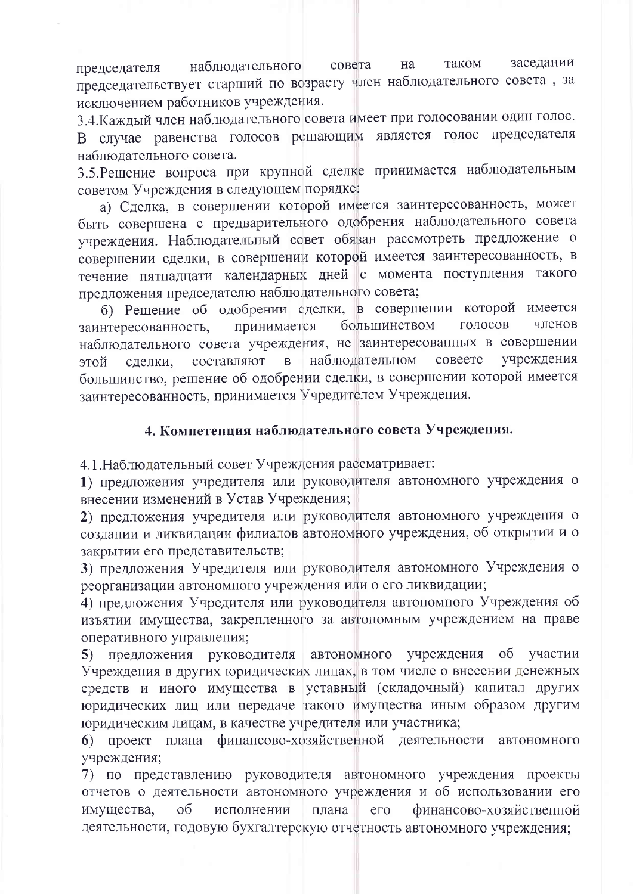председателя наблюдательного совета на таком заседании председательствует старший по возрасту член наблюдательного совета , за исключением работников учреждения.

3.4.Каждый член наблюдательного совета имеет при голосовании один голос. В случае равенства голосов решающим является голос председателя наблюдательного совета.

3.5.Решение вопроса при крупной сделке принимается наблюдательным советом Учреждения в следующем порядке:

а) Сделка, в совершении которой имеется заинтересованность, может быть совершена с предварительного одобрения наблюдательного совета учреждения. Наблюдательный совет обязан рассмотреть предложение о совершении сделки, в совершении которой имеется заинтересованность, в течение пятнадцати календарных дней с момента поступления такого предложения председателю наблюдательного совета;

б) Решение об одобрении сделки, в совершении которой имеется заинтересованность, принимается большинством голосов членов наблюдательного совета учреждения, не заинтересованных в совершении этой сделки, составляют в наблюдательном совеете учреждения большинство, решение об одобрении сделки, в совершении которой имеется заинтересованность, принимается Учредителем Учреждения.

## 4. Компетенция наблюдательного совета Учреждения.

4.1.Наблюдательный совет Учреждения рассматривает:

**1)** предложения учредителя или руководителя автономного учреждения о внесении изменений в Устав Учреждения;

**2)** предложения учредителя или руководителя автономного учреждения о создании и ликвидации филиалов автономного учреждения, об открытии и о закрытии его представительств;

**3)** предложения Учредителя или руководителя автономного Учреждения о реорганизации автономного учреждения или о его ликвидации;

**4)** предложения Учредителя или руководителя автономного Учреждения об изъятии имущества, закрепленного за автономным учреждением на праве оперативного управления;

**5)** предложения руководителя автономного учреждения об участии Учреждения в других юридических лицах, в том числе о внесении денежных средств и иного имущества в уставный (складочный) капитал других юридических лиц или передаче такого имущества иным образом другим юридическим лицам, в качестве учредителя или участника;

**6)** проект плана финансово-хозяйственной деятельности автономного учреждения;

7) по представлению руководителя автономного учреждения проекты отчетов о деятельности автономного учреждения и об использовании его имущества, об исполнении плана его финансово-хозяйственной деятельности, годовую бухгалтерскую отчетность автономного учреждения;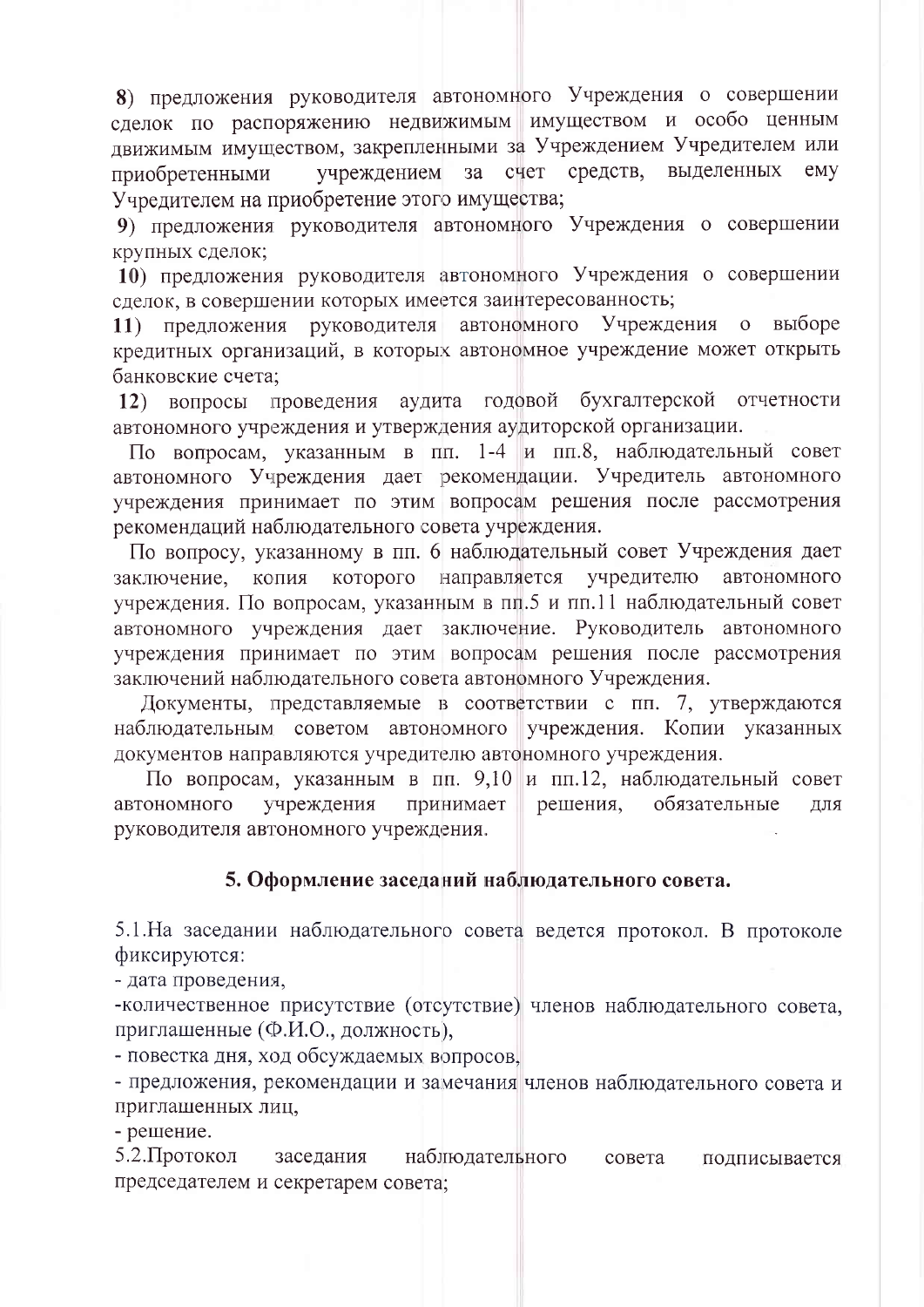**8**) предложения руководителя автономного Учреждения о совершении сделок по распоряжению недвижимым имуществом и особо ценным движимым имуществом, закрепленными за Учреждением Учредителем или приобретенными учреждением за счет средств, выделенных ему Учредителем на приобретение этого имущества;

**9**) предложения руководителя автономного Учреждения о совершении крупных сделок;

**10**) предложения руководителя автономного Учреждения о совершении сделок, в совершении которых имеется заинтересованность;

**11**) предложения руководителя автономного Учреждения о выборе кредитных организаций, в которых автономное учреждение может открыть банковские счета;

**12**) вопросы проведения аудита годовой бухгалтерской отчетности автономного учреждения и утверждения аудиторской организации.

По вопросам, указанным в пп. 1-4 и пп.8, наблюдательный совет автономного Учреждения дает рекомендации. Учредитель автономного учреждения принимает по этим вопросам решения после рассмотрения рекомендаций наблюдательного совета учреждения.

По вопросу, указанному в пп. 6 наблюдательный совет Учреждения дает заключение, копия которого направляется учредителю автономного учреждения. По вопросам, указанным в пп.5 и пп.11 наблюдательный совет автономного учреждения дает заключение. Руководитель автономного учреждения принимает по этим вопросам решения после рассмотрения заключений наблюдательного совета автономного Учреждения.

Документы, представляемые в соответствии с пп. 7, утверждаются наблюдательным советом автономного учреждения. Копии указанных документов направляются учредителю автономного учреждения.

По вопросам, указанным в пп. 9,10 и пп.12, наблюдательный совет автономного учреждения принимает решения, обязательные для руководителя автономного учреждения.

## 5. Оформление заседаний наблюдательного совета.

5.1.На заседании наблюдательного совета ведется протокол. В протоколе фиксируются:

- дата проведения,
- количественное присутствие (отсутствие) членов наблюдательного совета, приглашенные (Ф.И.О., должность),
- повестка дня, ход обсуждаемых вопросов,
- предложения, рекомендации и замечания членов наблюдательного совета и приглашенных лиц,
- решение.

5.2.Протокол заседания наблюдательного совета подписывается председателем и секретарем совета;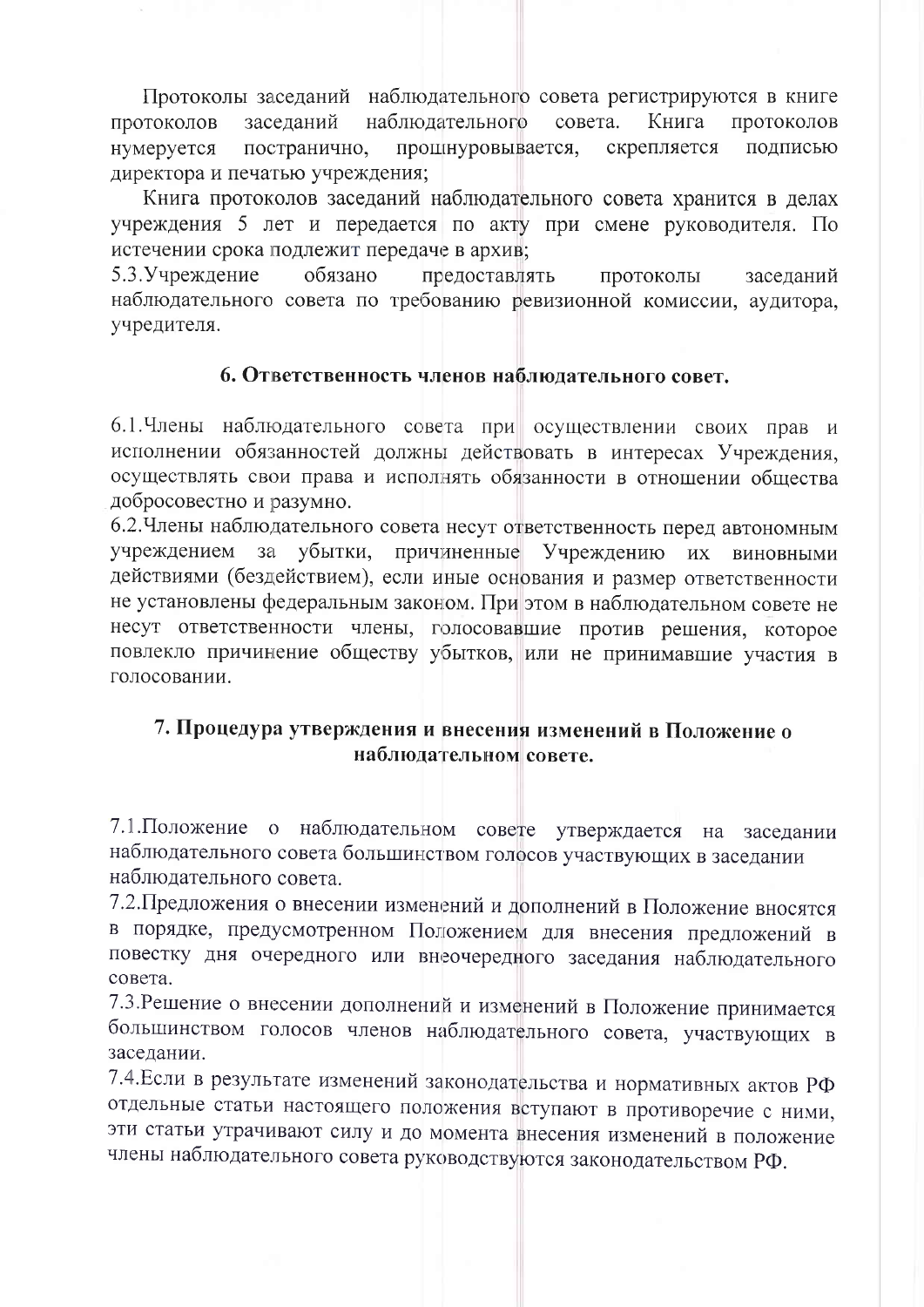Протоколы заседаний наблюдательного совета регистрируются в книге протоколов заседаний наблюдательного совета. Книга протоколов нумеруется постранично, прошнуровывается, скрепляется подписью директора и печатью учреждения;

Книга протоколов заседаний наблюдательного совета хранится в делах учреждения 5 лет и передается по акту при смене руководителя. По истечении срока подлежит передаче в архив;

5.3.Учреждение обязано предоставлять протоколы заседаний наблюдательного совета по требованию ревизионной комиссии, аудитора, учредителя.

## 6. Ответственность членов наблюдательного совет.

6.1.Члены наблюдательного совета при осуществлении своих прав и исполнении обязанностей должны действовать в интересах Учреждения, осуществлять свои права и исполнять обязанности в отношении общества добросовестно и разумно.

6.2.Члены наблюдательного совета несут ответственность перед автономным учреждением за убытки, причиненные Учреждению их виновными действиями (бездействием), если иные основания и размер ответственности не установлены федеральным законом. При этом в наблюдательном совете не несут ответственности члены, голосовавшие против решения, которое повлекло причинение обществу убытков, или не принимавшие участия в голосовании.

## 7. Процедура утверждения и внесения изменений в Положение о наблюдательном совете.

7.1.Положение о наблюдательном совете утверждается на заседании наблюдательного совета большинством голосов участвующих в заседании наблюдательного совета.

7.2.Предложения о внесении изменений и дополнений в Положение вносятся в порядке, предусмотренном Положением для внесения предложений в повестку дня очередного или внеочередного заседания наблюдательного совета.

7.3.Решение о внесении дополнений и изменений в Положение принимается большинством голосов членов наблюдательного совета, участвующих в заседании.

7.4.Если в результате изменений законодательства и нормативных актов РФ отдельные статьи настоящего положения вступают в противоречие с ними, эти статьи утрачивают силу и до момента внесения изменений в положение члены наблюдательного совета руководствуются законодательством РФ.